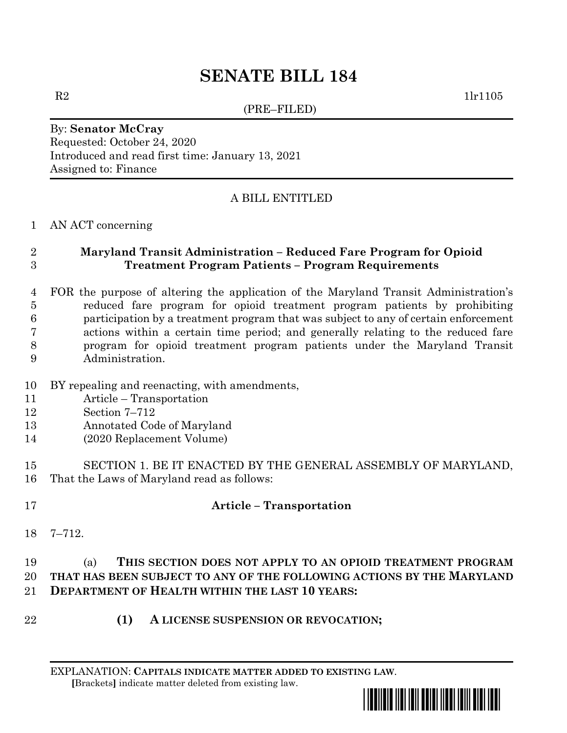# SENATE BILL 184

R2 1lr1105

(PRE–FILED)

By: **Senator McCray**
Requested: October 24, 2020
Introduced and read first time: January 13, 2021
Assigned to: Finance

A BILL ENTITLED

1 AN ACT concerning

2 **Maryland Transit Administration – Reduced Fare Program for Opioid**
3 **Treatment Program Patients – Program Requirements**

4 FOR the purpose of altering the application of the Maryland Transit Administration's
5 reduced fare program for opioid treatment program patients by prohibiting
6 participation by a treatment program that was subject to any of certain enforcement
7 actions within a certain time period; and generally relating to the reduced fare
8 program for opioid treatment program patients under the Maryland Transit
9 Administration.

10 BY repealing and reenacting, with amendments,
11 Article – Transportation
12 Section 7–712
13 Annotated Code of Maryland
14 (2020 Replacement Volume)

15 SECTION 1. BE IT ENACTED BY THE GENERAL ASSEMBLY OF MARYLAND,
16 That the Laws of Maryland read as follows:

17 **Article – Transportation**

18 7–712.

19 (a) **THIS SECTION DOES NOT APPLY TO AN OPIOID TREATMENT PROGRAM**
20 **THAT HAS BEEN SUBJECT TO ANY OF THE FOLLOWING ACTIONS BY THE MARYLAND**
21 **DEPARTMENT OF HEALTH WITHIN THE LAST 10 YEARS:**

22 **(1) A LICENSE SUSPENSION OR REVOCATION;**

EXPLANATION: **CAPITALS INDICATE MATTER ADDED TO EXISTING LAW**.
[Brackets] indicate matter deleted from existing law.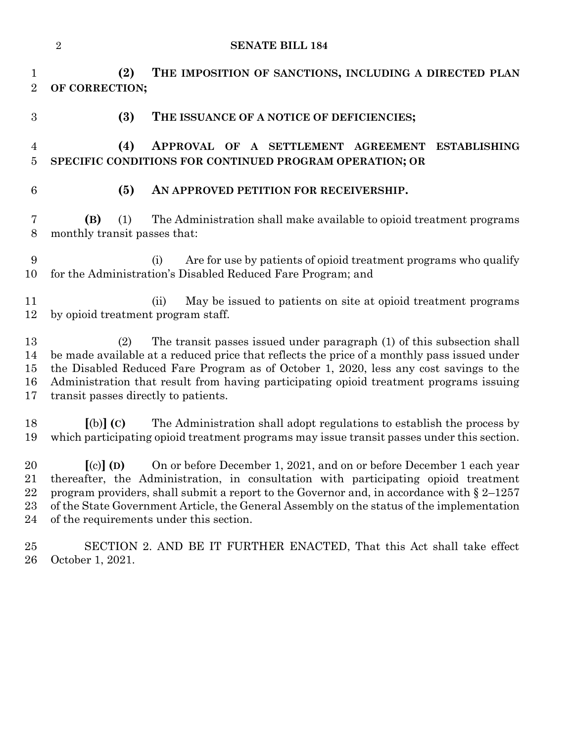**(2) THE IMPOSITION OF SANCTIONS, INCLUDING A DIRECTED PLAN OF CORRECTION;**

**(3) THE ISSUANCE OF A NOTICE OF DEFICIENCIES;**

**(4) APPROVAL OF A SETTLEMENT AGREEMENT ESTABLISHING SPECIFIC CONDITIONS FOR CONTINUED PROGRAM OPERATION; OR**

**(5) AN APPROVED PETITION FOR RECEIVERSHIP.**

**(B)** (1) The Administration shall make available to opioid treatment programs monthly transit passes that:

(i) Are for use by patients of opioid treatment programs who qualify for the Administration's Disabled Reduced Fare Program; and

(ii) May be issued to patients on site at opioid treatment programs by opioid treatment program staff.

(2) The transit passes issued under paragraph (1) of this subsection shall be made available at a reduced price that reflects the price of a monthly pass issued under the Disabled Reduced Fare Program as of October 1, 2020, less any cost savings to the Administration that result from having participating opioid treatment programs issuing transit passes directly to patients.

**[**(b)**] (C)** The Administration shall adopt regulations to establish the process by which participating opioid treatment programs may issue transit passes under this section.

**[**(c)**] (D)** On or before December 1, 2021, and on or before December 1 each year thereafter, the Administration, in consultation with participating opioid treatment program providers, shall submit a report to the Governor and, in accordance with § 2–1257 of the State Government Article, the General Assembly on the status of the implementation of the requirements under this section.

SECTION 2. AND BE IT FURTHER ENACTED, That this Act shall take effect October 1, 2021.